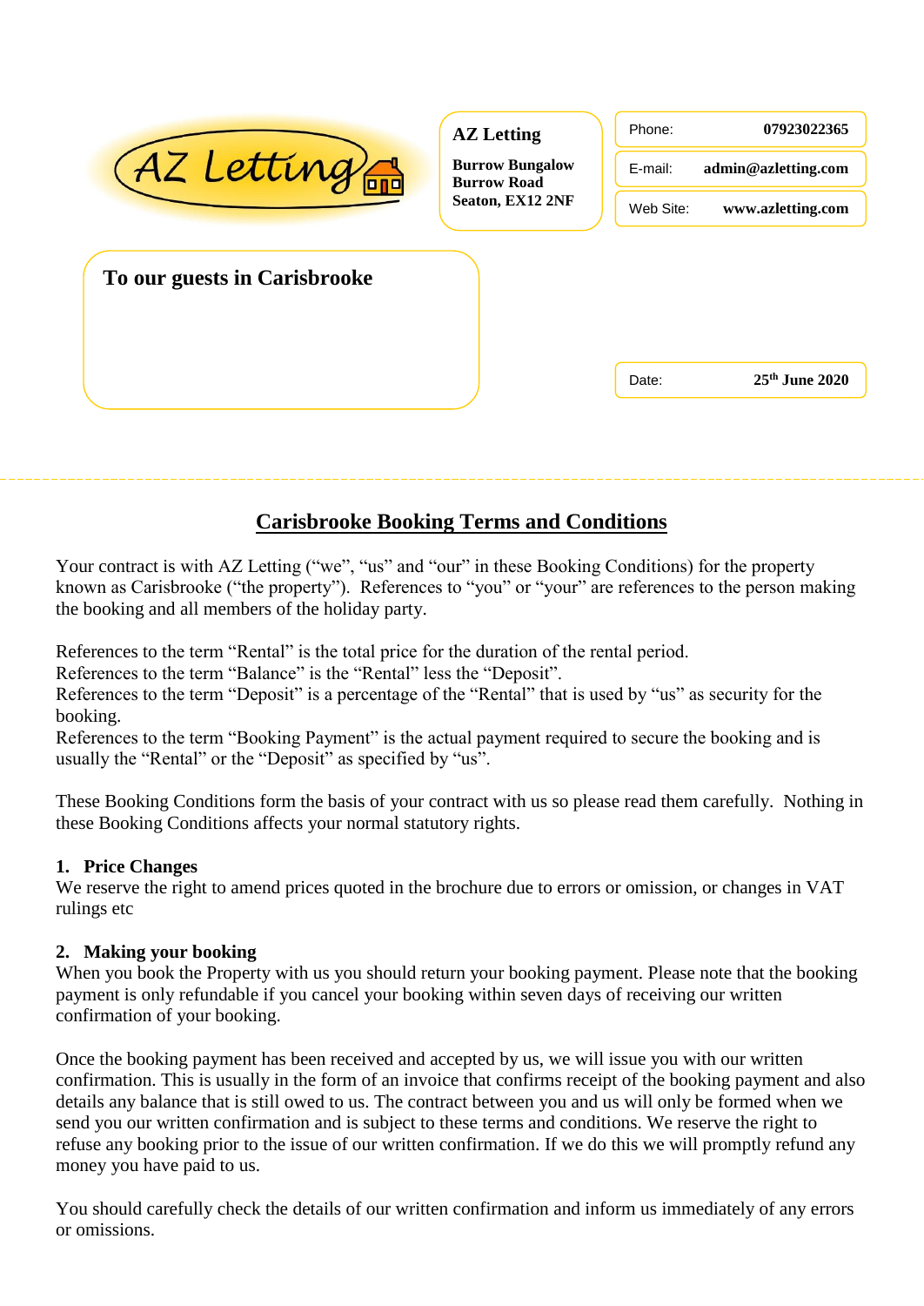AZ Letting

**AZ Letting**

**Burrow Bungalow**
**Burrow Road**
**Seaton, EX12 2NF**

Phone: **07923022365**

E-mail: **admin@azletting.com**

Web Site: **www.azletting.com**

**To our guests in Carisbrooke**

Date: **25th June 2020**

## Carisbrooke Booking Terms and Conditions

Your contract is with AZ Letting ("we", "us" and "our" in these Booking Conditions) for the property known as Carisbrooke ("the property"). References to "you" or "your" are references to the person making the booking and all members of the holiday party.

References to the term "Rental" is the total price for the duration of the rental period.
References to the term "Balance" is the "Rental" less the "Deposit".
References to the term "Deposit" is a percentage of the "Rental" that is used by "us" as security for the booking.
References to the term "Booking Payment" is the actual payment required to secure the booking and is usually the "Rental" or the "Deposit" as specified by "us".

These Booking Conditions form the basis of your contract with us so please read them carefully. Nothing in these Booking Conditions affects your normal statutory rights.

### 1. Price Changes

We reserve the right to amend prices quoted in the brochure due to errors or omission, or changes in VAT rulings etc

### 2. Making your booking

When you book the Property with us you should return your booking payment. Please note that the booking payment is only refundable if you cancel your booking within seven days of receiving our written confirmation of your booking.

Once the booking payment has been received and accepted by us, we will issue you with our written confirmation. This is usually in the form of an invoice that confirms receipt of the booking payment and also details any balance that is still owed to us. The contract between you and us will only be formed when we send you our written confirmation and is subject to these terms and conditions. We reserve the right to refuse any booking prior to the issue of our written confirmation. If we do this we will promptly refund any money you have paid to us.

You should carefully check the details of our written confirmation and inform us immediately of any errors or omissions.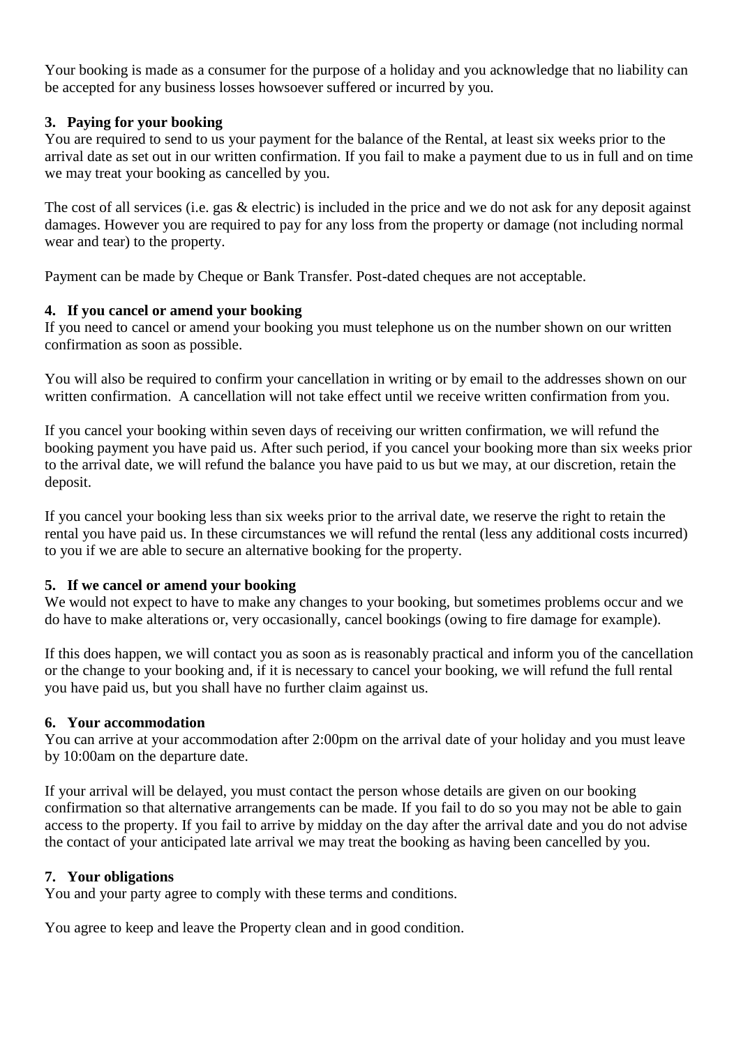Your booking is made as a consumer for the purpose of a holiday and you acknowledge that no liability can be accepted for any business losses howsoever suffered or incurred by you.

### 3. Paying for your booking

You are required to send to us your payment for the balance of the Rental, at least six weeks prior to the arrival date as set out in our written confirmation. If you fail to make a payment due to us in full and on time we may treat your booking as cancelled by you.

The cost of all services (i.e. gas & electric) is included in the price and we do not ask for any deposit against damages. However you are required to pay for any loss from the property or damage (not including normal wear and tear) to the property.

Payment can be made by Cheque or Bank Transfer. Post-dated cheques are not acceptable.

### 4. If you cancel or amend your booking

If you need to cancel or amend your booking you must telephone us on the number shown on our written confirmation as soon as possible.

You will also be required to confirm your cancellation in writing or by email to the addresses shown on our written confirmation. A cancellation will not take effect until we receive written confirmation from you.

If you cancel your booking within seven days of receiving our written confirmation, we will refund the booking payment you have paid us. After such period, if you cancel your booking more than six weeks prior to the arrival date, we will refund the balance you have paid to us but we may, at our discretion, retain the deposit.

If you cancel your booking less than six weeks prior to the arrival date, we reserve the right to retain the rental you have paid us. In these circumstances we will refund the rental (less any additional costs incurred) to you if we are able to secure an alternative booking for the property.

### 5. If we cancel or amend your booking

We would not expect to have to make any changes to your booking, but sometimes problems occur and we do have to make alterations or, very occasionally, cancel bookings (owing to fire damage for example).

If this does happen, we will contact you as soon as is reasonably practical and inform you of the cancellation or the change to your booking and, if it is necessary to cancel your booking, we will refund the full rental you have paid us, but you shall have no further claim against us.

### 6. Your accommodation

You can arrive at your accommodation after 2:00pm on the arrival date of your holiday and you must leave by 10:00am on the departure date.

If your arrival will be delayed, you must contact the person whose details are given on our booking confirmation so that alternative arrangements can be made. If you fail to do so you may not be able to gain access to the property. If you fail to arrive by midday on the day after the arrival date and you do not advise the contact of your anticipated late arrival we may treat the booking as having been cancelled by you.

### 7. Your obligations

You and your party agree to comply with these terms and conditions.

You agree to keep and leave the Property clean and in good condition.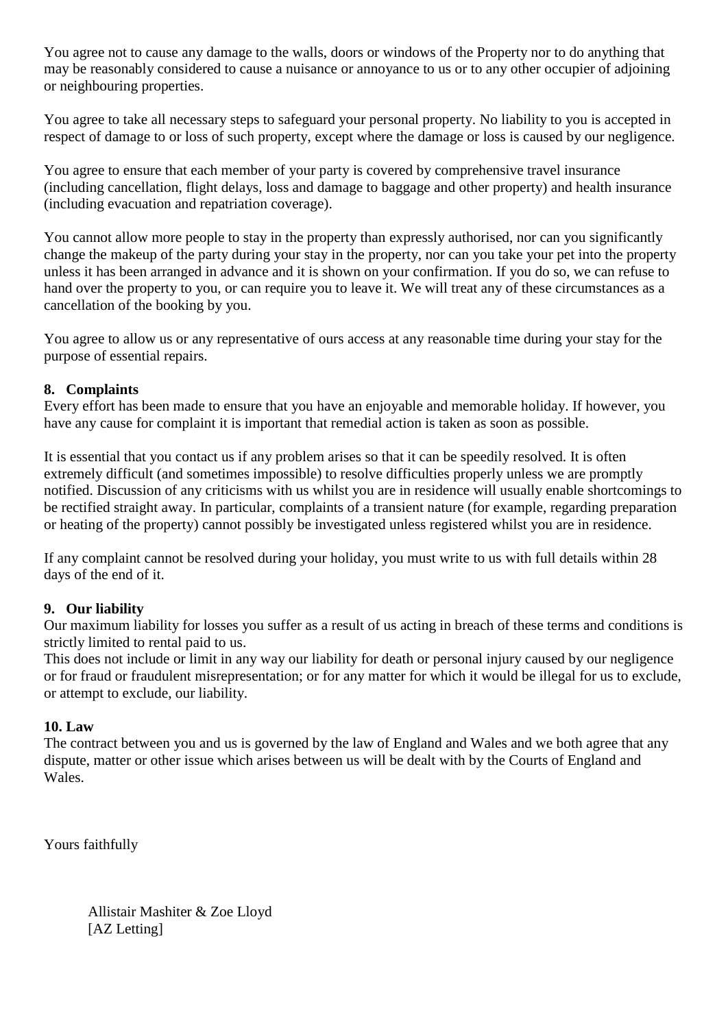You agree not to cause any damage to the walls, doors or windows of the Property nor to do anything that may be reasonably considered to cause a nuisance or annoyance to us or to any other occupier of adjoining or neighbouring properties.

You agree to take all necessary steps to safeguard your personal property. No liability to you is accepted in respect of damage to or loss of such property, except where the damage or loss is caused by our negligence.

You agree to ensure that each member of your party is covered by comprehensive travel insurance (including cancellation, flight delays, loss and damage to baggage and other property) and health insurance (including evacuation and repatriation coverage).

You cannot allow more people to stay in the property than expressly authorised, nor can you significantly change the makeup of the party during your stay in the property, nor can you take your pet into the property unless it has been arranged in advance and it is shown on your confirmation. If you do so, we can refuse to hand over the property to you, or can require you to leave it. We will treat any of these circumstances as a cancellation of the booking by you.

You agree to allow us or any representative of ours access at any reasonable time during your stay for the purpose of essential repairs.

**8. Complaints**

Every effort has been made to ensure that you have an enjoyable and memorable holiday. If however, you have any cause for complaint it is important that remedial action is taken as soon as possible.

It is essential that you contact us if any problem arises so that it can be speedily resolved. It is often extremely difficult (and sometimes impossible) to resolve difficulties properly unless we are promptly notified. Discussion of any criticisms with us whilst you are in residence will usually enable shortcomings to be rectified straight away. In particular, complaints of a transient nature (for example, regarding preparation or heating of the property) cannot possibly be investigated unless registered whilst you are in residence.

If any complaint cannot be resolved during your holiday, you must write to us with full details within 28 days of the end of it.

**9. Our liability**

Our maximum liability for losses you suffer as a result of us acting in breach of these terms and conditions is strictly limited to rental paid to us.

This does not include or limit in any way our liability for death or personal injury caused by our negligence or for fraud or fraudulent misrepresentation; or for any matter for which it would be illegal for us to exclude, or attempt to exclude, our liability.

**10. Law**

The contract between you and us is governed by the law of England and Wales and we both agree that any dispute, matter or other issue which arises between us will be dealt with by the Courts of England and Wales.

Yours faithfully

Allistair Mashiter & Zoe Lloyd
[AZ Letting]